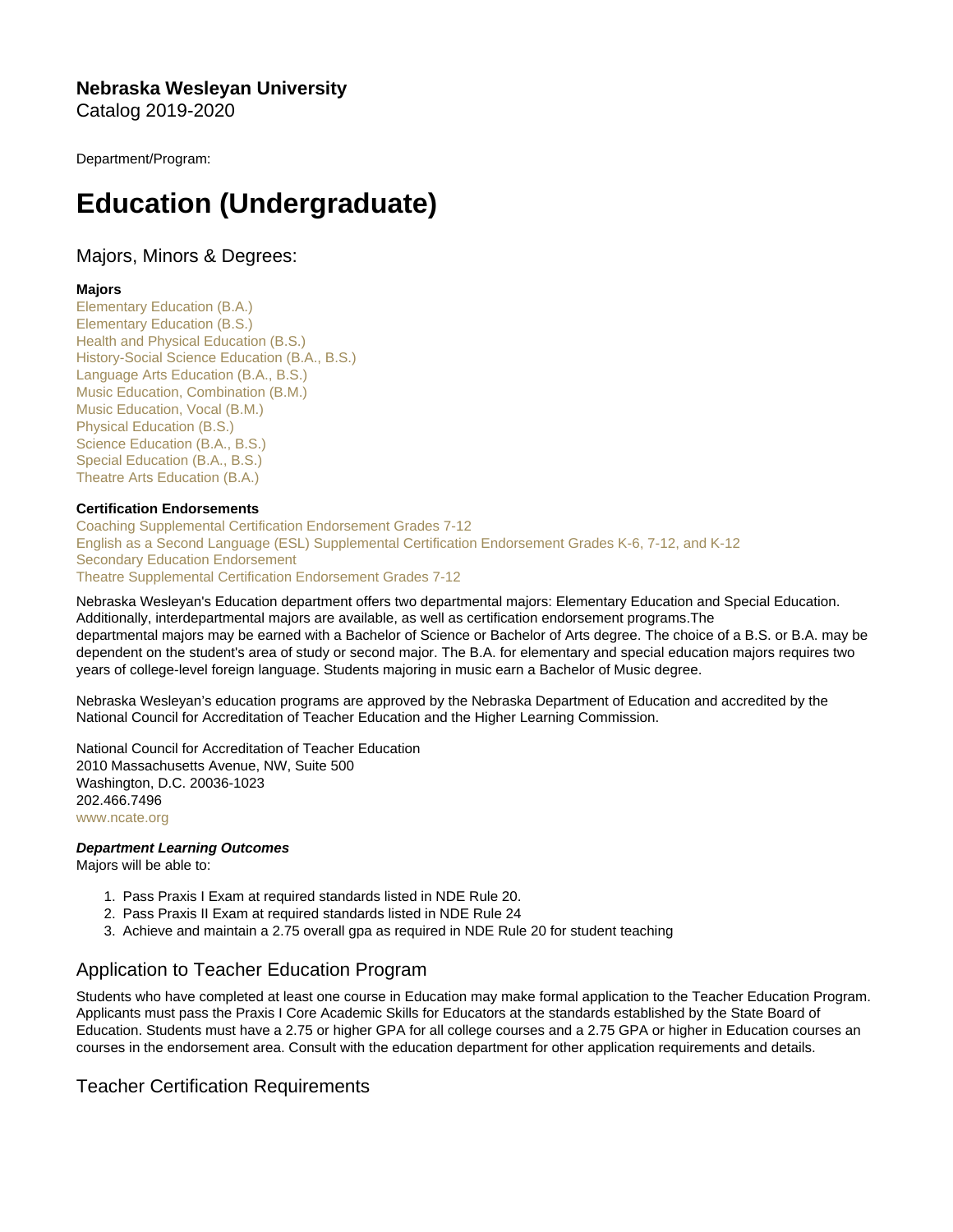**Nebraska Wesleyan University**
Catalog 2019-2020

Department/Program:

# Education (Undergraduate)

## Majors, Minors & Degrees:

**Majors**
Elementary Education (B.A.)
Elementary Education (B.S.)
Health and Physical Education (B.S.)
History-Social Science Education (B.A., B.S.)
Language Arts Education (B.A., B.S.)
Music Education, Combination (B.M.)
Music Education, Vocal (B.M.)
Physical Education (B.S.)
Science Education (B.A., B.S.)
Special Education (B.A., B.S.)
Theatre Arts Education (B.A.)

**Certification Endorsements**
Coaching Supplemental Certification Endorsement Grades 7-12
English as a Second Language (ESL) Supplemental Certification Endorsement Grades K-6, 7-12, and K-12
Secondary Education Endorsement
Theatre Supplemental Certification Endorsement Grades 7-12

Nebraska Wesleyan's Education department offers two departmental majors: Elementary Education and Special Education. Additionally, interdepartmental majors are available, as well as certification endorsement programs.The departmental majors may be earned with a Bachelor of Science or Bachelor of Arts degree. The choice of a B.S. or B.A. may be dependent on the student's area of study or second major. The B.A. for elementary and special education majors requires two years of college-level foreign language. Students majoring in music earn a Bachelor of Music degree.

Nebraska Wesleyan's education programs are approved by the Nebraska Department of Education and accredited by the National Council for Accreditation of Teacher Education and the Higher Learning Commission.

National Council for Accreditation of Teacher Education
2010 Massachusetts Avenue, NW, Suite 500
Washington, D.C. 20036-1023
202.466.7496
www.ncate.org

***Department Learning Outcomes***
Majors will be able to:

1. Pass Praxis I Exam at required standards listed in NDE Rule 20.
2. Pass Praxis II Exam at required standards listed in NDE Rule 24
3. Achieve and maintain a 2.75 overall gpa as required in NDE Rule 20 for student teaching

## Application to Teacher Education Program

Students who have completed at least one course in Education may make formal application to the Teacher Education Program. Applicants must pass the Praxis I Core Academic Skills for Educators at the standards established by the State Board of Education. Students must have a 2.75 or higher GPA for all college courses and a 2.75 GPA or higher in Education courses an courses in the endorsement area. Consult with the education department for other application requirements and details.

## Teacher Certification Requirements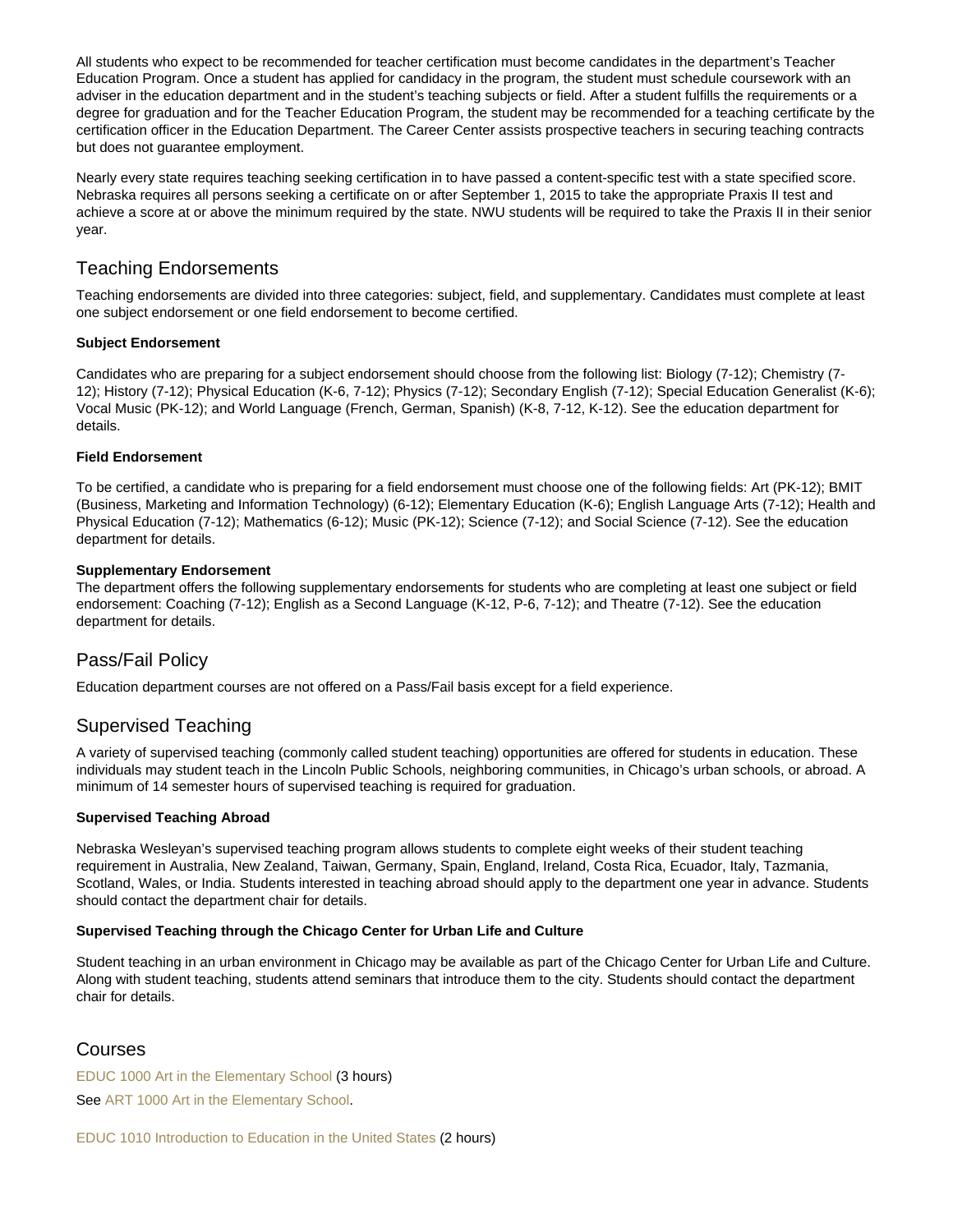All students who expect to be recommended for teacher certification must become candidates in the department's Teacher Education Program. Once a student has applied for candidacy in the program, the student must schedule coursework with an adviser in the education department and in the student's teaching subjects or field. After a student fulfills the requirements or a degree for graduation and for the Teacher Education Program, the student may be recommended for a teaching certificate by the certification officer in the Education Department. The Career Center assists prospective teachers in securing teaching contracts but does not guarantee employment.

Nearly every state requires teaching seeking certification in to have passed a content-specific test with a state specified score. Nebraska requires all persons seeking a certificate on or after September 1, 2015 to take the appropriate Praxis II test and achieve a score at or above the minimum required by the state. NWU students will be required to take the Praxis II in their senior year.

## Teaching Endorsements

Teaching endorsements are divided into three categories: subject, field, and supplementary. Candidates must complete at least one subject endorsement or one field endorsement to become certified.

**Subject Endorsement**

Candidates who are preparing for a subject endorsement should choose from the following list: Biology (7-12); Chemistry (7-12); History (7-12); Physical Education (K-6, 7-12); Physics (7-12); Secondary English (7-12); Special Education Generalist (K-6); Vocal Music (PK-12); and World Language (French, German, Spanish) (K-8, 7-12, K-12). See the education department for details.

**Field Endorsement**

To be certified, a candidate who is preparing for a field endorsement must choose one of the following fields: Art (PK-12); BMIT (Business, Marketing and Information Technology) (6-12); Elementary Education (K-6); English Language Arts (7-12); Health and Physical Education (7-12); Mathematics (6-12); Music (PK-12); Science (7-12); and Social Science (7-12). See the education department for details.

**Supplementary Endorsement**

The department offers the following supplementary endorsements for students who are completing at least one subject or field endorsement: Coaching (7-12); English as a Second Language (K-12, P-6, 7-12); and Theatre (7-12). See the education department for details.

## Pass/Fail Policy

Education department courses are not offered on a Pass/Fail basis except for a field experience.

## Supervised Teaching

A variety of supervised teaching (commonly called student teaching) opportunities are offered for students in education. These individuals may student teach in the Lincoln Public Schools, neighboring communities, in Chicago's urban schools, or abroad. A minimum of 14 semester hours of supervised teaching is required for graduation.

**Supervised Teaching Abroad**

Nebraska Wesleyan's supervised teaching program allows students to complete eight weeks of their student teaching requirement in Australia, New Zealand, Taiwan, Germany, Spain, England, Ireland, Costa Rica, Ecuador, Italy, Tazmania, Scotland, Wales, or India. Students interested in teaching abroad should apply to the department one year in advance. Students should contact the department chair for details.

**Supervised Teaching through the Chicago Center for Urban Life and Culture**

Student teaching in an urban environment in Chicago may be available as part of the Chicago Center for Urban Life and Culture. Along with student teaching, students attend seminars that introduce them to the city. Students should contact the department chair for details.

## Courses

EDUC 1000 Art in the Elementary School (3 hours)

See ART 1000 Art in the Elementary School.

EDUC 1010 Introduction to Education in the United States (2 hours)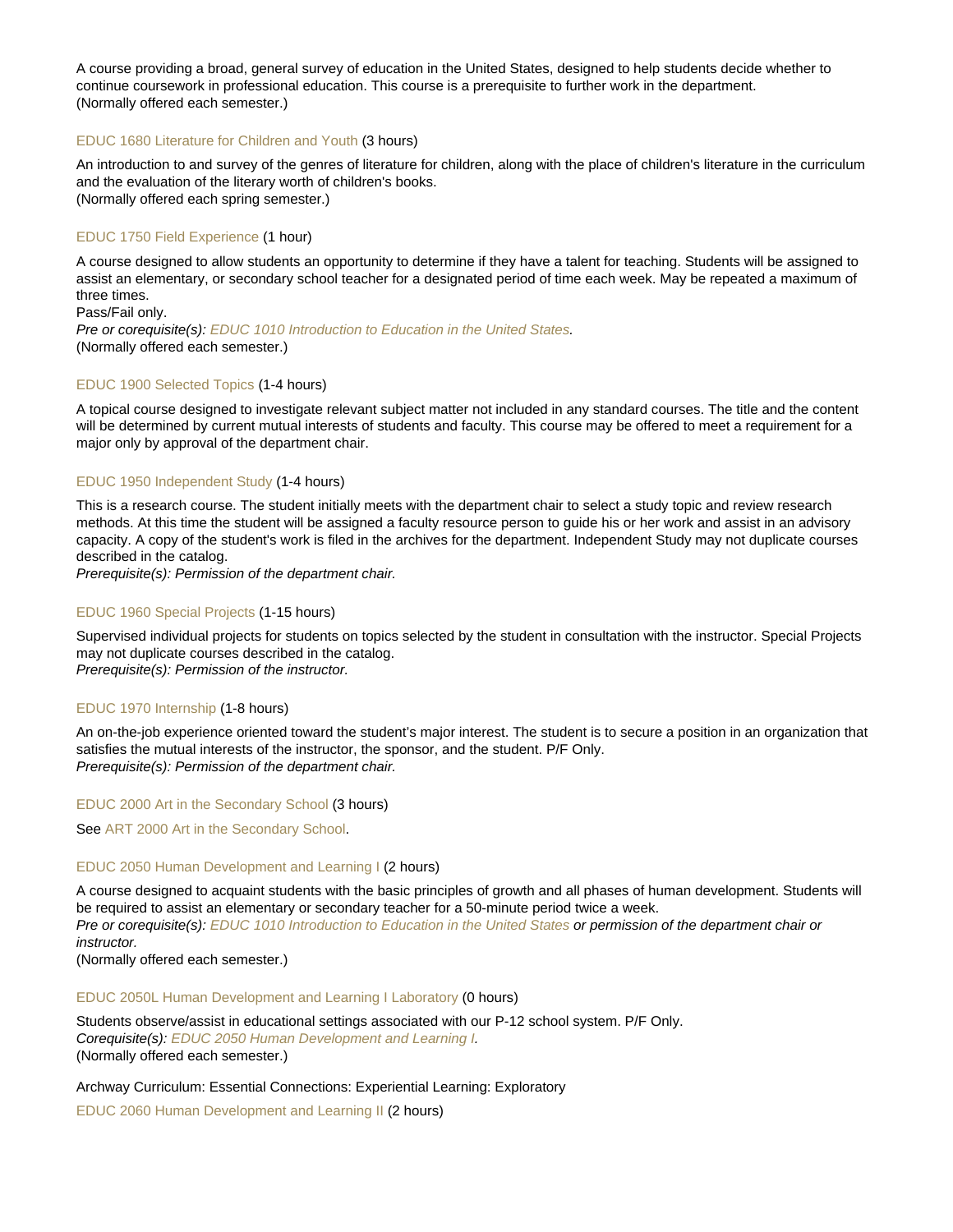A course providing a broad, general survey of education in the United States, designed to help students decide whether to continue coursework in professional education. This course is a prerequisite to further work in the department.
(Normally offered each semester.)

EDUC 1680 Literature for Children and Youth (3 hours)

An introduction to and survey of the genres of literature for children, along with the place of children's literature in the curriculum and the evaluation of the literary worth of children's books.
(Normally offered each spring semester.)

EDUC 1750 Field Experience (1 hour)

A course designed to allow students an opportunity to determine if they have a talent for teaching. Students will be assigned to assist an elementary, or secondary school teacher for a designated period of time each week. May be repeated a maximum of three times.
Pass/Fail only.
*Pre or corequisite(s): EDUC 1010 Introduction to Education in the United States.*
(Normally offered each semester.)

EDUC 1900 Selected Topics (1-4 hours)

A topical course designed to investigate relevant subject matter not included in any standard courses. The title and the content will be determined by current mutual interests of students and faculty. This course may be offered to meet a requirement for a major only by approval of the department chair.

EDUC 1950 Independent Study (1-4 hours)

This is a research course. The student initially meets with the department chair to select a study topic and review research methods. At this time the student will be assigned a faculty resource person to guide his or her work and assist in an advisory capacity. A copy of the student's work is filed in the archives for the department. Independent Study may not duplicate courses described in the catalog.
*Prerequisite(s): Permission of the department chair.*

EDUC 1960 Special Projects (1-15 hours)

Supervised individual projects for students on topics selected by the student in consultation with the instructor. Special Projects may not duplicate courses described in the catalog.
*Prerequisite(s): Permission of the instructor.*

EDUC 1970 Internship (1-8 hours)

An on-the-job experience oriented toward the student's major interest. The student is to secure a position in an organization that satisfies the mutual interests of the instructor, the sponsor, and the student. P/F Only.
*Prerequisite(s): Permission of the department chair.*

EDUC 2000 Art in the Secondary School (3 hours)

See ART 2000 Art in the Secondary School.

EDUC 2050 Human Development and Learning I (2 hours)

A course designed to acquaint students with the basic principles of growth and all phases of human development. Students will be required to assist an elementary or secondary teacher for a 50-minute period twice a week.
*Pre or corequisite(s): EDUC 1010 Introduction to Education in the United States or permission of the department chair or instructor.*
(Normally offered each semester.)

EDUC 2050L Human Development and Learning I Laboratory (0 hours)

Students observe/assist in educational settings associated with our P-12 school system. P/F Only.
*Corequisite(s): EDUC 2050 Human Development and Learning I.*
(Normally offered each semester.)

Archway Curriculum: Essential Connections: Experiential Learning: Exploratory

EDUC 2060 Human Development and Learning II (2 hours)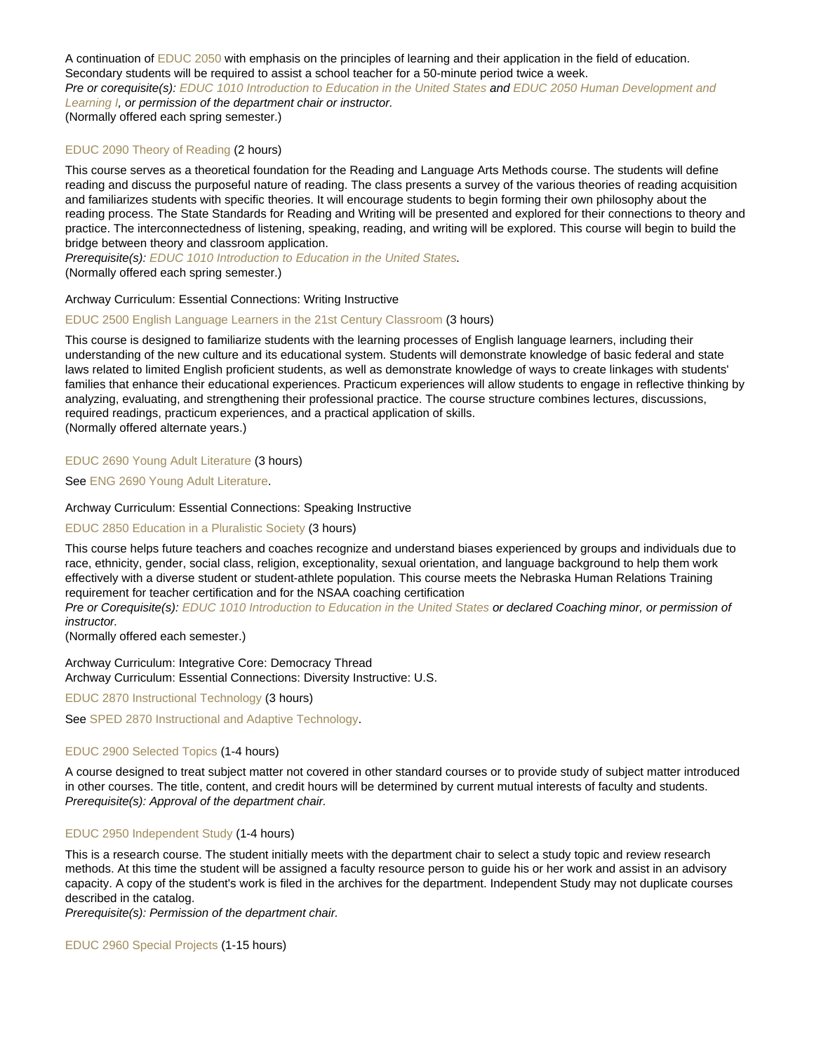A continuation of EDUC 2050 with emphasis on the principles of learning and their application in the field of education. Secondary students will be required to assist a school teacher for a 50-minute period twice a week.
*Pre or corequisite(s): EDUC 1010 Introduction to Education in the United States and EDUC 2050 Human Development and Learning I, or permission of the department chair or instructor.*
(Normally offered each spring semester.)

### EDUC 2090 Theory of Reading (2 hours)

This course serves as a theoretical foundation for the Reading and Language Arts Methods course. The students will define reading and discuss the purposeful nature of reading. The class presents a survey of the various theories of reading acquisition and familiarizes students with specific theories. It will encourage students to begin forming their own philosophy about the reading process. The State Standards for Reading and Writing will be presented and explored for their connections to theory and practice. The interconnectedness of listening, speaking, reading, and writing will be explored. This course will begin to build the bridge between theory and classroom application.
*Prerequisite(s): EDUC 1010 Introduction to Education in the United States.*
(Normally offered each spring semester.)

Archway Curriculum: Essential Connections: Writing Instructive

### EDUC 2500 English Language Learners in the 21st Century Classroom (3 hours)

This course is designed to familiarize students with the learning processes of English language learners, including their understanding of the new culture and its educational system. Students will demonstrate knowledge of basic federal and state laws related to limited English proficient students, as well as demonstrate knowledge of ways to create linkages with students' families that enhance their educational experiences. Practicum experiences will allow students to engage in reflective thinking by analyzing, evaluating, and strengthening their professional practice. The course structure combines lectures, discussions, required readings, practicum experiences, and a practical application of skills.
(Normally offered alternate years.)

### EDUC 2690 Young Adult Literature (3 hours)

See ENG 2690 Young Adult Literature.

Archway Curriculum: Essential Connections: Speaking Instructive

### EDUC 2850 Education in a Pluralistic Society (3 hours)

This course helps future teachers and coaches recognize and understand biases experienced by groups and individuals due to race, ethnicity, gender, social class, religion, exceptionality, sexual orientation, and language background to help them work effectively with a diverse student or student-athlete population. This course meets the Nebraska Human Relations Training requirement for teacher certification and for the NSAA coaching certification
*Pre or Corequisite(s): EDUC 1010 Introduction to Education in the United States or declared Coaching minor, or permission of instructor.*
(Normally offered each semester.)

Archway Curriculum: Integrative Core: Democracy Thread
Archway Curriculum: Essential Connections: Diversity Instructive: U.S.

### EDUC 2870 Instructional Technology (3 hours)

See SPED 2870 Instructional and Adaptive Technology.

### EDUC 2900 Selected Topics (1-4 hours)

A course designed to treat subject matter not covered in other standard courses or to provide study of subject matter introduced in other courses. The title, content, and credit hours will be determined by current mutual interests of faculty and students.
*Prerequisite(s): Approval of the department chair.*

### EDUC 2950 Independent Study (1-4 hours)

This is a research course. The student initially meets with the department chair to select a study topic and review research methods. At this time the student will be assigned a faculty resource person to guide his or her work and assist in an advisory capacity. A copy of the student's work is filed in the archives for the department. Independent Study may not duplicate courses described in the catalog.
*Prerequisite(s): Permission of the department chair.*

### EDUC 2960 Special Projects (1-15 hours)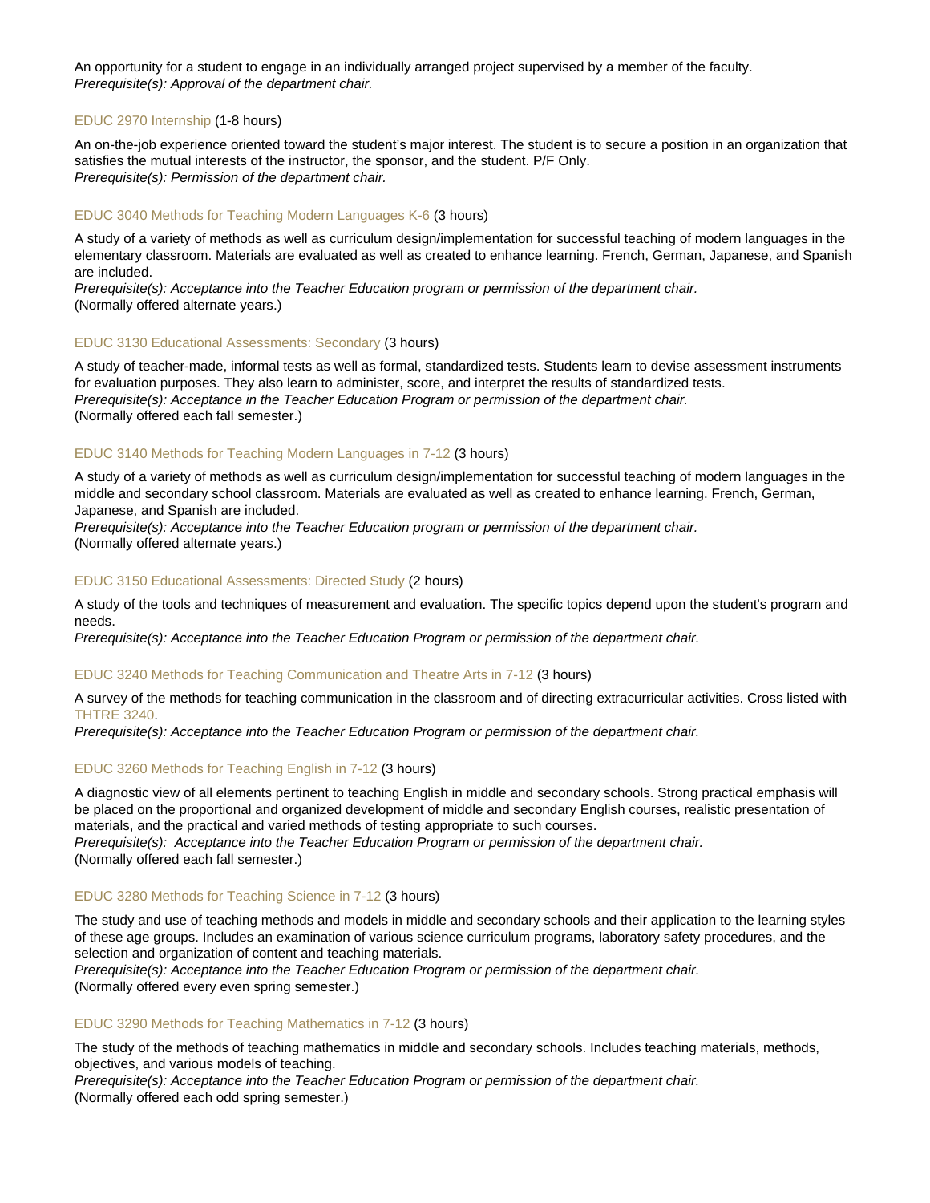An opportunity for a student to engage in an individually arranged project supervised by a member of the faculty.
*Prerequisite(s): Approval of the department chair.*

### EDUC 2970 Internship (1-8 hours)

An on-the-job experience oriented toward the student's major interest. The student is to secure a position in an organization that satisfies the mutual interests of the instructor, the sponsor, and the student. P/F Only.
*Prerequisite(s): Permission of the department chair.*

### EDUC 3040 Methods for Teaching Modern Languages K-6 (3 hours)

A study of a variety of methods as well as curriculum design/implementation for successful teaching of modern languages in the elementary classroom. Materials are evaluated as well as created to enhance learning. French, German, Japanese, and Spanish are included.
*Prerequisite(s): Acceptance into the Teacher Education program or permission of the department chair.*
(Normally offered alternate years.)

### EDUC 3130 Educational Assessments: Secondary (3 hours)

A study of teacher-made, informal tests as well as formal, standardized tests. Students learn to devise assessment instruments for evaluation purposes. They also learn to administer, score, and interpret the results of standardized tests.
*Prerequisite(s): Acceptance in the Teacher Education Program or permission of the department chair.*
(Normally offered each fall semester.)

### EDUC 3140 Methods for Teaching Modern Languages in 7-12 (3 hours)

A study of a variety of methods as well as curriculum design/implementation for successful teaching of modern languages in the middle and secondary school classroom. Materials are evaluated as well as created to enhance learning. French, German, Japanese, and Spanish are included.
*Prerequisite(s): Acceptance into the Teacher Education program or permission of the department chair.*
(Normally offered alternate years.)

### EDUC 3150 Educational Assessments: Directed Study (2 hours)

A study of the tools and techniques of measurement and evaluation. The specific topics depend upon the student's program and needs.
*Prerequisite(s): Acceptance into the Teacher Education Program or permission of the department chair.*

### EDUC 3240 Methods for Teaching Communication and Theatre Arts in 7-12 (3 hours)

A survey of the methods for teaching communication in the classroom and of directing extracurricular activities. Cross listed with THTRE 3240.
*Prerequisite(s): Acceptance into the Teacher Education Program or permission of the department chair.*

### EDUC 3260 Methods for Teaching English in 7-12 (3 hours)

A diagnostic view of all elements pertinent to teaching English in middle and secondary schools. Strong practical emphasis will be placed on the proportional and organized development of middle and secondary English courses, realistic presentation of materials, and the practical and varied methods of testing appropriate to such courses.
*Prerequisite(s): Acceptance into the Teacher Education Program or permission of the department chair.*
(Normally offered each fall semester.)

### EDUC 3280 Methods for Teaching Science in 7-12 (3 hours)

The study and use of teaching methods and models in middle and secondary schools and their application to the learning styles of these age groups. Includes an examination of various science curriculum programs, laboratory safety procedures, and the selection and organization of content and teaching materials.
*Prerequisite(s): Acceptance into the Teacher Education Program or permission of the department chair.*
(Normally offered every even spring semester.)

### EDUC 3290 Methods for Teaching Mathematics in 7-12 (3 hours)

The study of the methods of teaching mathematics in middle and secondary schools. Includes teaching materials, methods, objectives, and various models of teaching.
*Prerequisite(s): Acceptance into the Teacher Education Program or permission of the department chair.*
(Normally offered each odd spring semester.)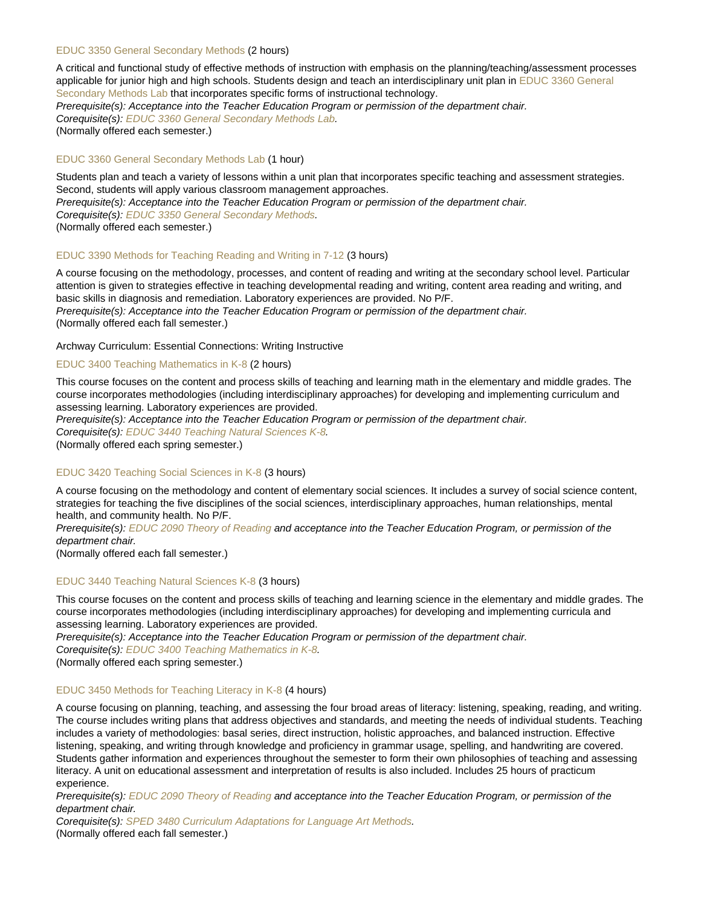### EDUC 3350 General Secondary Methods (2 hours)

A critical and functional study of effective methods of instruction with emphasis on the planning/teaching/assessment processes applicable for junior high and high schools. Students design and teach an interdisciplinary unit plan in EDUC 3360 General Secondary Methods Lab that incorporates specific forms of instructional technology.
*Prerequisite(s): Acceptance into the Teacher Education Program or permission of the department chair.*
*Corequisite(s): EDUC 3360 General Secondary Methods Lab.*
(Normally offered each semester.)

### EDUC 3360 General Secondary Methods Lab (1 hour)

Students plan and teach a variety of lessons within a unit plan that incorporates specific teaching and assessment strategies. Second, students will apply various classroom management approaches.
*Prerequisite(s): Acceptance into the Teacher Education Program or permission of the department chair.*
*Corequisite(s): EDUC 3350 General Secondary Methods.*
(Normally offered each semester.)

### EDUC 3390 Methods for Teaching Reading and Writing in 7-12 (3 hours)

A course focusing on the methodology, processes, and content of reading and writing at the secondary school level. Particular attention is given to strategies effective in teaching developmental reading and writing, content area reading and writing, and basic skills in diagnosis and remediation. Laboratory experiences are provided. No P/F.
*Prerequisite(s): Acceptance into the Teacher Education Program or permission of the department chair.*
(Normally offered each fall semester.)

Archway Curriculum: Essential Connections: Writing Instructive

### EDUC 3400 Teaching Mathematics in K-8 (2 hours)

This course focuses on the content and process skills of teaching and learning math in the elementary and middle grades. The course incorporates methodologies (including interdisciplinary approaches) for developing and implementing curriculum and assessing learning. Laboratory experiences are provided.
*Prerequisite(s): Acceptance into the Teacher Education Program or permission of the department chair.*
*Corequisite(s): EDUC 3440 Teaching Natural Sciences K-8.*
(Normally offered each spring semester.)

### EDUC 3420 Teaching Social Sciences in K-8 (3 hours)

A course focusing on the methodology and content of elementary social sciences. It includes a survey of social science content, strategies for teaching the five disciplines of the social sciences, interdisciplinary approaches, human relationships, mental health, and community health. No P/F.
*Prerequisite(s): EDUC 2090 Theory of Reading and acceptance into the Teacher Education Program, or permission of the department chair.*
(Normally offered each fall semester.)

### EDUC 3440 Teaching Natural Sciences K-8 (3 hours)

This course focuses on the content and process skills of teaching and learning science in the elementary and middle grades. The course incorporates methodologies (including interdisciplinary approaches) for developing and implementing curricula and assessing learning. Laboratory experiences are provided.
*Prerequisite(s): Acceptance into the Teacher Education Program or permission of the department chair.*
*Corequisite(s): EDUC 3400 Teaching Mathematics in K-8.*
(Normally offered each spring semester.)

### EDUC 3450 Methods for Teaching Literacy in K-8 (4 hours)

A course focusing on planning, teaching, and assessing the four broad areas of literacy: listening, speaking, reading, and writing. The course includes writing plans that address objectives and standards, and meeting the needs of individual students. Teaching includes a variety of methodologies: basal series, direct instruction, holistic approaches, and balanced instruction. Effective listening, speaking, and writing through knowledge and proficiency in grammar usage, spelling, and handwriting are covered. Students gather information and experiences throughout the semester to form their own philosophies of teaching and assessing literacy. A unit on educational assessment and interpretation of results is also included. Includes 25 hours of practicum experience.
*Prerequisite(s): EDUC 2090 Theory of Reading and acceptance into the Teacher Education Program, or permission of the department chair.*
*Corequisite(s): SPED 3480 Curriculum Adaptations for Language Art Methods.*
(Normally offered each fall semester.)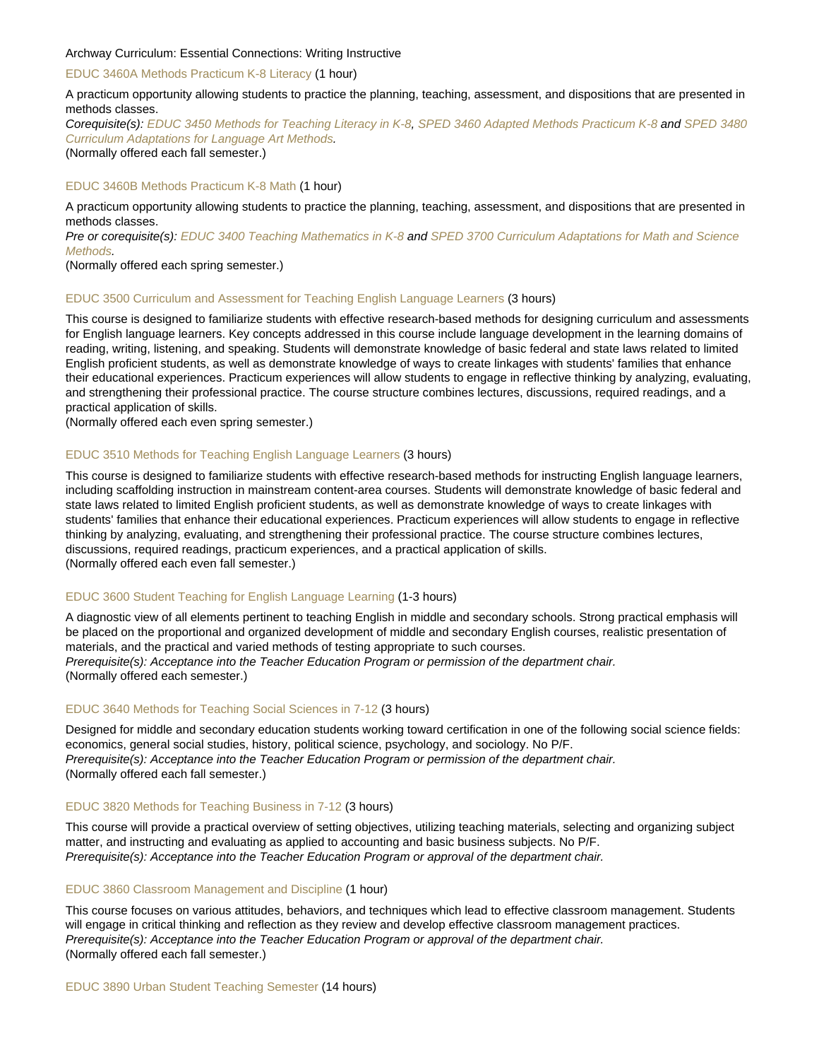Archway Curriculum: Essential Connections: Writing Instructive

### EDUC 3460A Methods Practicum K-8 Literacy (1 hour)

A practicum opportunity allowing students to practice the planning, teaching, assessment, and dispositions that are presented in methods classes.
*Corequisite(s): EDUC 3450 Methods for Teaching Literacy in K-8, SPED 3460 Adapted Methods Practicum K-8 and SPED 3480 Curriculum Adaptations for Language Art Methods.*
(Normally offered each fall semester.)

### EDUC 3460B Methods Practicum K-8 Math (1 hour)

A practicum opportunity allowing students to practice the planning, teaching, assessment, and dispositions that are presented in methods classes.
*Pre or corequisite(s): EDUC 3400 Teaching Mathematics in K-8 and SPED 3700 Curriculum Adaptations for Math and Science Methods.*
(Normally offered each spring semester.)

### EDUC 3500 Curriculum and Assessment for Teaching English Language Learners (3 hours)

This course is designed to familiarize students with effective research-based methods for designing curriculum and assessments for English language learners. Key concepts addressed in this course include language development in the learning domains of reading, writing, listening, and speaking. Students will demonstrate knowledge of basic federal and state laws related to limited English proficient students, as well as demonstrate knowledge of ways to create linkages with students' families that enhance their educational experiences. Practicum experiences will allow students to engage in reflective thinking by analyzing, evaluating, and strengthening their professional practice. The course structure combines lectures, discussions, required readings, and a practical application of skills.
(Normally offered each even spring semester.)

### EDUC 3510 Methods for Teaching English Language Learners (3 hours)

This course is designed to familiarize students with effective research-based methods for instructing English language learners, including scaffolding instruction in mainstream content-area courses. Students will demonstrate knowledge of basic federal and state laws related to limited English proficient students, as well as demonstrate knowledge of ways to create linkages with students' families that enhance their educational experiences. Practicum experiences will allow students to engage in reflective thinking by analyzing, evaluating, and strengthening their professional practice. The course structure combines lectures, discussions, required readings, practicum experiences, and a practical application of skills.
(Normally offered each even fall semester.)

### EDUC 3600 Student Teaching for English Language Learning (1-3 hours)

A diagnostic view of all elements pertinent to teaching English in middle and secondary schools. Strong practical emphasis will be placed on the proportional and organized development of middle and secondary English courses, realistic presentation of materials, and the practical and varied methods of testing appropriate to such courses.
*Prerequisite(s): Acceptance into the Teacher Education Program or permission of the department chair.*
(Normally offered each semester.)

### EDUC 3640 Methods for Teaching Social Sciences in 7-12 (3 hours)

Designed for middle and secondary education students working toward certification in one of the following social science fields: economics, general social studies, history, political science, psychology, and sociology. No P/F.
*Prerequisite(s): Acceptance into the Teacher Education Program or permission of the department chair.*
(Normally offered each fall semester.)

### EDUC 3820 Methods for Teaching Business in 7-12 (3 hours)

This course will provide a practical overview of setting objectives, utilizing teaching materials, selecting and organizing subject matter, and instructing and evaluating as applied to accounting and basic business subjects. No P/F.
*Prerequisite(s): Acceptance into the Teacher Education Program or approval of the department chair.*

### EDUC 3860 Classroom Management and Discipline (1 hour)

This course focuses on various attitudes, behaviors, and techniques which lead to effective classroom management. Students will engage in critical thinking and reflection as they review and develop effective classroom management practices.
*Prerequisite(s): Acceptance into the Teacher Education Program or approval of the department chair.*
(Normally offered each fall semester.)

### EDUC 3890 Urban Student Teaching Semester (14 hours)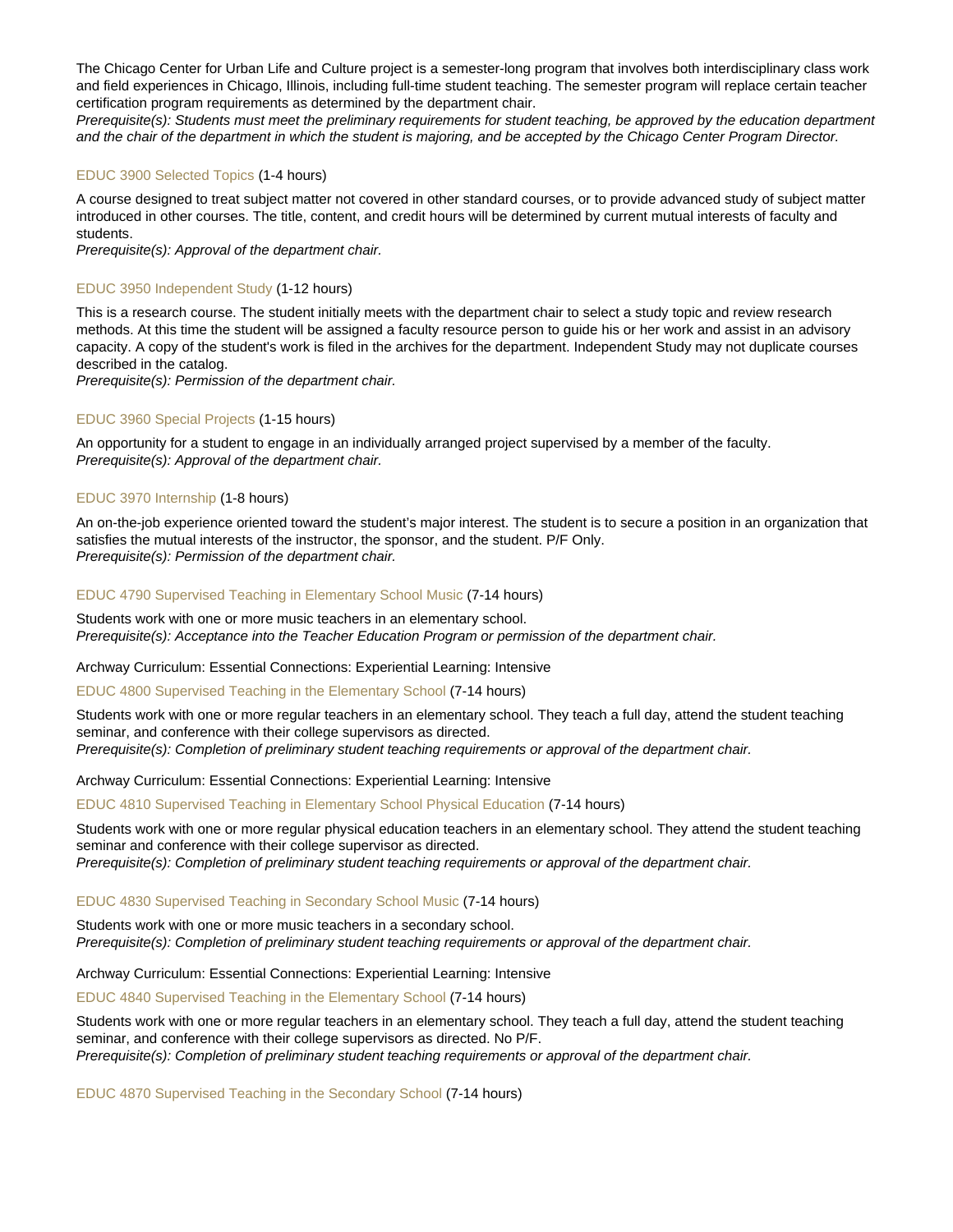The Chicago Center for Urban Life and Culture project is a semester-long program that involves both interdisciplinary class work and field experiences in Chicago, Illinois, including full-time student teaching. The semester program will replace certain teacher certification program requirements as determined by the department chair.
*Prerequisite(s): Students must meet the preliminary requirements for student teaching, be approved by the education department and the chair of the department in which the student is majoring, and be accepted by the Chicago Center Program Director.*

### EDUC 3900 Selected Topics (1-4 hours)

A course designed to treat subject matter not covered in other standard courses, or to provide advanced study of subject matter introduced in other courses. The title, content, and credit hours will be determined by current mutual interests of faculty and students.
*Prerequisite(s): Approval of the department chair.*

### EDUC 3950 Independent Study (1-12 hours)

This is a research course. The student initially meets with the department chair to select a study topic and review research methods. At this time the student will be assigned a faculty resource person to guide his or her work and assist in an advisory capacity. A copy of the student's work is filed in the archives for the department. Independent Study may not duplicate courses described in the catalog.
*Prerequisite(s): Permission of the department chair.*

### EDUC 3960 Special Projects (1-15 hours)

An opportunity for a student to engage in an individually arranged project supervised by a member of the faculty.
*Prerequisite(s): Approval of the department chair.*

### EDUC 3970 Internship (1-8 hours)

An on-the-job experience oriented toward the student's major interest. The student is to secure a position in an organization that satisfies the mutual interests of the instructor, the sponsor, and the student. P/F Only.
*Prerequisite(s): Permission of the department chair.*

### EDUC 4790 Supervised Teaching in Elementary School Music (7-14 hours)

Students work with one or more music teachers in an elementary school.
*Prerequisite(s): Acceptance into the Teacher Education Program or permission of the department chair.*

Archway Curriculum: Essential Connections: Experiential Learning: Intensive

### EDUC 4800 Supervised Teaching in the Elementary School (7-14 hours)

Students work with one or more regular teachers in an elementary school. They teach a full day, attend the student teaching seminar, and conference with their college supervisors as directed.
*Prerequisite(s): Completion of preliminary student teaching requirements or approval of the department chair.*

Archway Curriculum: Essential Connections: Experiential Learning: Intensive

### EDUC 4810 Supervised Teaching in Elementary School Physical Education (7-14 hours)

Students work with one or more regular physical education teachers in an elementary school. They attend the student teaching seminar and conference with their college supervisor as directed.
*Prerequisite(s): Completion of preliminary student teaching requirements or approval of the department chair.*

### EDUC 4830 Supervised Teaching in Secondary School Music (7-14 hours)

Students work with one or more music teachers in a secondary school.
*Prerequisite(s): Completion of preliminary student teaching requirements or approval of the department chair.*

Archway Curriculum: Essential Connections: Experiential Learning: Intensive

### EDUC 4840 Supervised Teaching in the Elementary School (7-14 hours)

Students work with one or more regular teachers in an elementary school. They teach a full day, attend the student teaching seminar, and conference with their college supervisors as directed. No P/F.
*Prerequisite(s): Completion of preliminary student teaching requirements or approval of the department chair.*

### EDUC 4870 Supervised Teaching in the Secondary School (7-14 hours)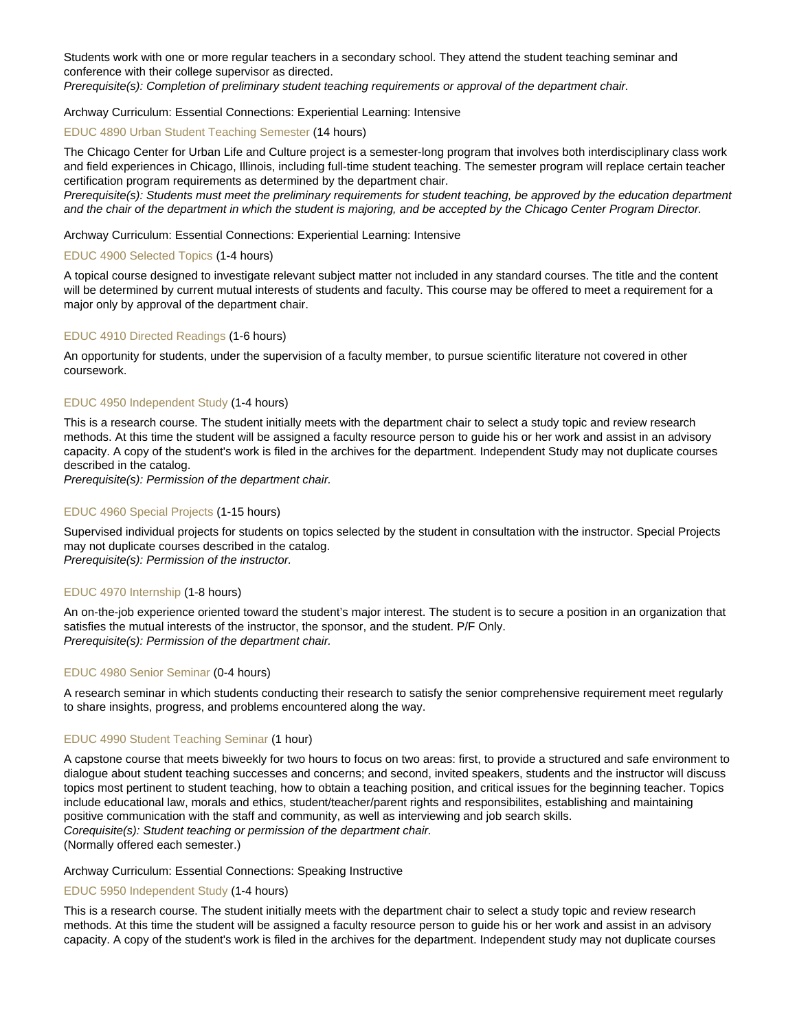Students work with one or more regular teachers in a secondary school. They attend the student teaching seminar and conference with their college supervisor as directed.
*Prerequisite(s): Completion of preliminary student teaching requirements or approval of the department chair.*

Archway Curriculum: Essential Connections: Experiential Learning: Intensive

### EDUC 4890 Urban Student Teaching Semester (14 hours)

The Chicago Center for Urban Life and Culture project is a semester-long program that involves both interdisciplinary class work and field experiences in Chicago, Illinois, including full-time student teaching. The semester program will replace certain teacher certification program requirements as determined by the department chair.
*Prerequisite(s): Students must meet the preliminary requirements for student teaching, be approved by the education department and the chair of the department in which the student is majoring, and be accepted by the Chicago Center Program Director.*

Archway Curriculum: Essential Connections: Experiential Learning: Intensive

### EDUC 4900 Selected Topics (1-4 hours)

A topical course designed to investigate relevant subject matter not included in any standard courses. The title and the content will be determined by current mutual interests of students and faculty. This course may be offered to meet a requirement for a major only by approval of the department chair.

### EDUC 4910 Directed Readings (1-6 hours)

An opportunity for students, under the supervision of a faculty member, to pursue scientific literature not covered in other coursework.

### EDUC 4950 Independent Study (1-4 hours)

This is a research course. The student initially meets with the department chair to select a study topic and review research methods. At this time the student will be assigned a faculty resource person to guide his or her work and assist in an advisory capacity. A copy of the student's work is filed in the archives for the department. Independent Study may not duplicate courses described in the catalog.
*Prerequisite(s): Permission of the department chair.*

### EDUC 4960 Special Projects (1-15 hours)

Supervised individual projects for students on topics selected by the student in consultation with the instructor. Special Projects may not duplicate courses described in the catalog.
*Prerequisite(s): Permission of the instructor.*

### EDUC 4970 Internship (1-8 hours)

An on-the-job experience oriented toward the student's major interest. The student is to secure a position in an organization that satisfies the mutual interests of the instructor, the sponsor, and the student. P/F Only.
*Prerequisite(s): Permission of the department chair.*

### EDUC 4980 Senior Seminar (0-4 hours)

A research seminar in which students conducting their research to satisfy the senior comprehensive requirement meet regularly to share insights, progress, and problems encountered along the way.

### EDUC 4990 Student Teaching Seminar (1 hour)

A capstone course that meets biweekly for two hours to focus on two areas: first, to provide a structured and safe environment to dialogue about student teaching successes and concerns; and second, invited speakers, students and the instructor will discuss topics most pertinent to student teaching, how to obtain a teaching position, and critical issues for the beginning teacher. Topics include educational law, morals and ethics, student/teacher/parent rights and responsibilites, establishing and maintaining positive communication with the staff and community, as well as interviewing and job search skills.
*Corequisite(s): Student teaching or permission of the department chair.*
(Normally offered each semester.)

Archway Curriculum: Essential Connections: Speaking Instructive

### EDUC 5950 Independent Study (1-4 hours)

This is a research course. The student initially meets with the department chair to select a study topic and review research methods. At this time the student will be assigned a faculty resource person to guide his or her work and assist in an advisory capacity. A copy of the student's work is filed in the archives for the department. Independent study may not duplicate courses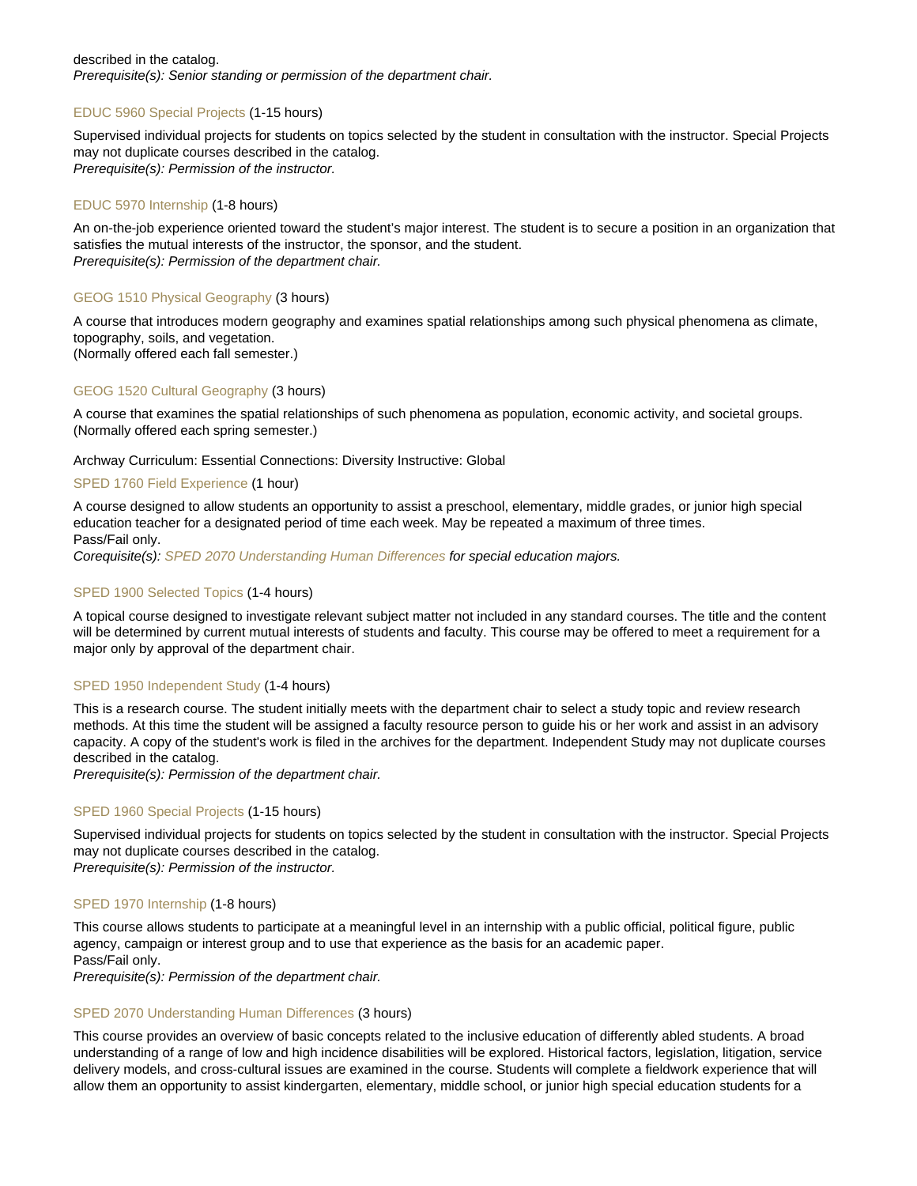described in the catalog.
*Prerequisite(s): Senior standing or permission of the department chair.*

### EDUC 5960 Special Projects (1-15 hours)

Supervised individual projects for students on topics selected by the student in consultation with the instructor. Special Projects may not duplicate courses described in the catalog.
*Prerequisite(s): Permission of the instructor.*

### EDUC 5970 Internship (1-8 hours)

An on-the-job experience oriented toward the student's major interest. The student is to secure a position in an organization that satisfies the mutual interests of the instructor, the sponsor, and the student.
*Prerequisite(s): Permission of the department chair.*

### GEOG 1510 Physical Geography (3 hours)

A course that introduces modern geography and examines spatial relationships among such physical phenomena as climate, topography, soils, and vegetation.
(Normally offered each fall semester.)

### GEOG 1520 Cultural Geography (3 hours)

A course that examines the spatial relationships of such phenomena as population, economic activity, and societal groups.
(Normally offered each spring semester.)

Archway Curriculum: Essential Connections: Diversity Instructive: Global

### SPED 1760 Field Experience (1 hour)

A course designed to allow students an opportunity to assist a preschool, elementary, middle grades, or junior high special education teacher for a designated period of time each week. May be repeated a maximum of three times.
Pass/Fail only.
*Corequisite(s): SPED 2070 Understanding Human Differences for special education majors.*

### SPED 1900 Selected Topics (1-4 hours)

A topical course designed to investigate relevant subject matter not included in any standard courses. The title and the content will be determined by current mutual interests of students and faculty. This course may be offered to meet a requirement for a major only by approval of the department chair.

### SPED 1950 Independent Study (1-4 hours)

This is a research course. The student initially meets with the department chair to select a study topic and review research methods. At this time the student will be assigned a faculty resource person to guide his or her work and assist in an advisory capacity. A copy of the student's work is filed in the archives for the department. Independent Study may not duplicate courses described in the catalog.
*Prerequisite(s): Permission of the department chair.*

### SPED 1960 Special Projects (1-15 hours)

Supervised individual projects for students on topics selected by the student in consultation with the instructor. Special Projects may not duplicate courses described in the catalog.
*Prerequisite(s): Permission of the instructor.*

### SPED 1970 Internship (1-8 hours)

This course allows students to participate at a meaningful level in an internship with a public official, political figure, public agency, campaign or interest group and to use that experience as the basis for an academic paper.
Pass/Fail only.
*Prerequisite(s): Permission of the department chair.*

### SPED 2070 Understanding Human Differences (3 hours)

This course provides an overview of basic concepts related to the inclusive education of differently abled students. A broad understanding of a range of low and high incidence disabilities will be explored. Historical factors, legislation, litigation, service delivery models, and cross-cultural issues are examined in the course. Students will complete a fieldwork experience that will allow them an opportunity to assist kindergarten, elementary, middle school, or junior high special education students for a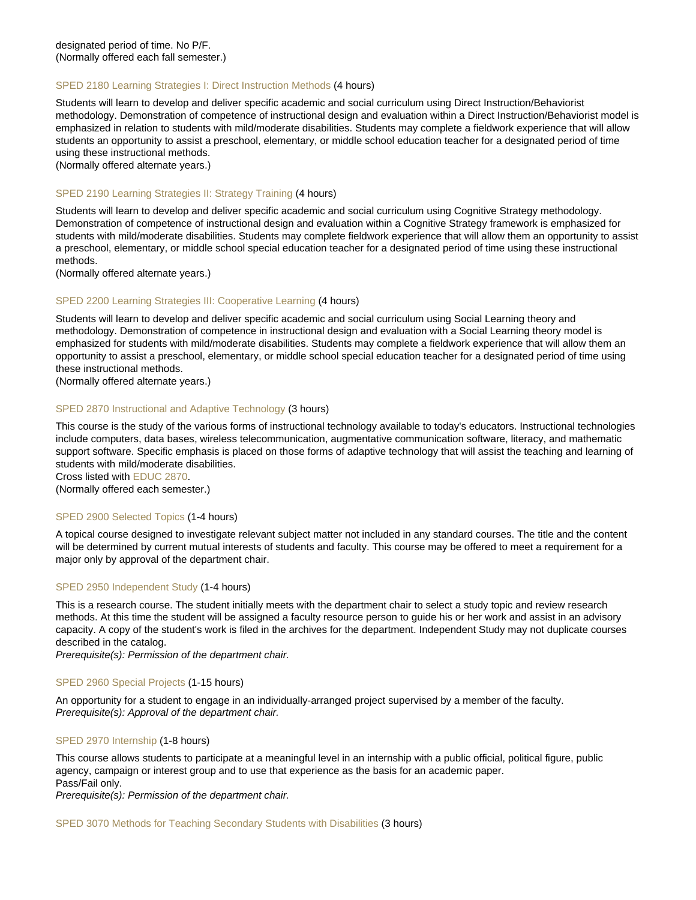designated period of time. No P/F.
(Normally offered each fall semester.)

### SPED 2180 Learning Strategies I: Direct Instruction Methods (4 hours)

Students will learn to develop and deliver specific academic and social curriculum using Direct Instruction/Behaviorist methodology. Demonstration of competence of instructional design and evaluation within a Direct Instruction/Behaviorist model is emphasized in relation to students with mild/moderate disabilities. Students may complete a fieldwork experience that will allow students an opportunity to assist a preschool, elementary, or middle school education teacher for a designated period of time using these instructional methods.
(Normally offered alternate years.)

### SPED 2190 Learning Strategies II: Strategy Training (4 hours)

Students will learn to develop and deliver specific academic and social curriculum using Cognitive Strategy methodology. Demonstration of competence of instructional design and evaluation within a Cognitive Strategy framework is emphasized for students with mild/moderate disabilities. Students may complete fieldwork experience that will allow them an opportunity to assist a preschool, elementary, or middle school special education teacher for a designated period of time using these instructional methods.
(Normally offered alternate years.)

### SPED 2200 Learning Strategies III: Cooperative Learning (4 hours)

Students will learn to develop and deliver specific academic and social curriculum using Social Learning theory and methodology. Demonstration of competence in instructional design and evaluation with a Social Learning theory model is emphasized for students with mild/moderate disabilities. Students may complete a fieldwork experience that will allow them an opportunity to assist a preschool, elementary, or middle school special education teacher for a designated period of time using these instructional methods.
(Normally offered alternate years.)

### SPED 2870 Instructional and Adaptive Technology (3 hours)

This course is the study of the various forms of instructional technology available to today's educators. Instructional technologies include computers, data bases, wireless telecommunication, augmentative communication software, literacy, and mathematic support software. Specific emphasis is placed on those forms of adaptive technology that will assist the teaching and learning of students with mild/moderate disabilities.
Cross listed with EDUC 2870.
(Normally offered each semester.)

### SPED 2900 Selected Topics (1-4 hours)

A topical course designed to investigate relevant subject matter not included in any standard courses. The title and the content will be determined by current mutual interests of students and faculty. This course may be offered to meet a requirement for a major only by approval of the department chair.

### SPED 2950 Independent Study (1-4 hours)

This is a research course. The student initially meets with the department chair to select a study topic and review research methods. At this time the student will be assigned a faculty resource person to guide his or her work and assist in an advisory capacity. A copy of the student's work is filed in the archives for the department. Independent Study may not duplicate courses described in the catalog.
*Prerequisite(s): Permission of the department chair.*

### SPED 2960 Special Projects (1-15 hours)

An opportunity for a student to engage in an individually-arranged project supervised by a member of the faculty.
*Prerequisite(s): Approval of the department chair.*

### SPED 2970 Internship (1-8 hours)

This course allows students to participate at a meaningful level in an internship with a public official, political figure, public agency, campaign or interest group and to use that experience as the basis for an academic paper.
Pass/Fail only.
*Prerequisite(s): Permission of the department chair.*

### SPED 3070 Methods for Teaching Secondary Students with Disabilities (3 hours)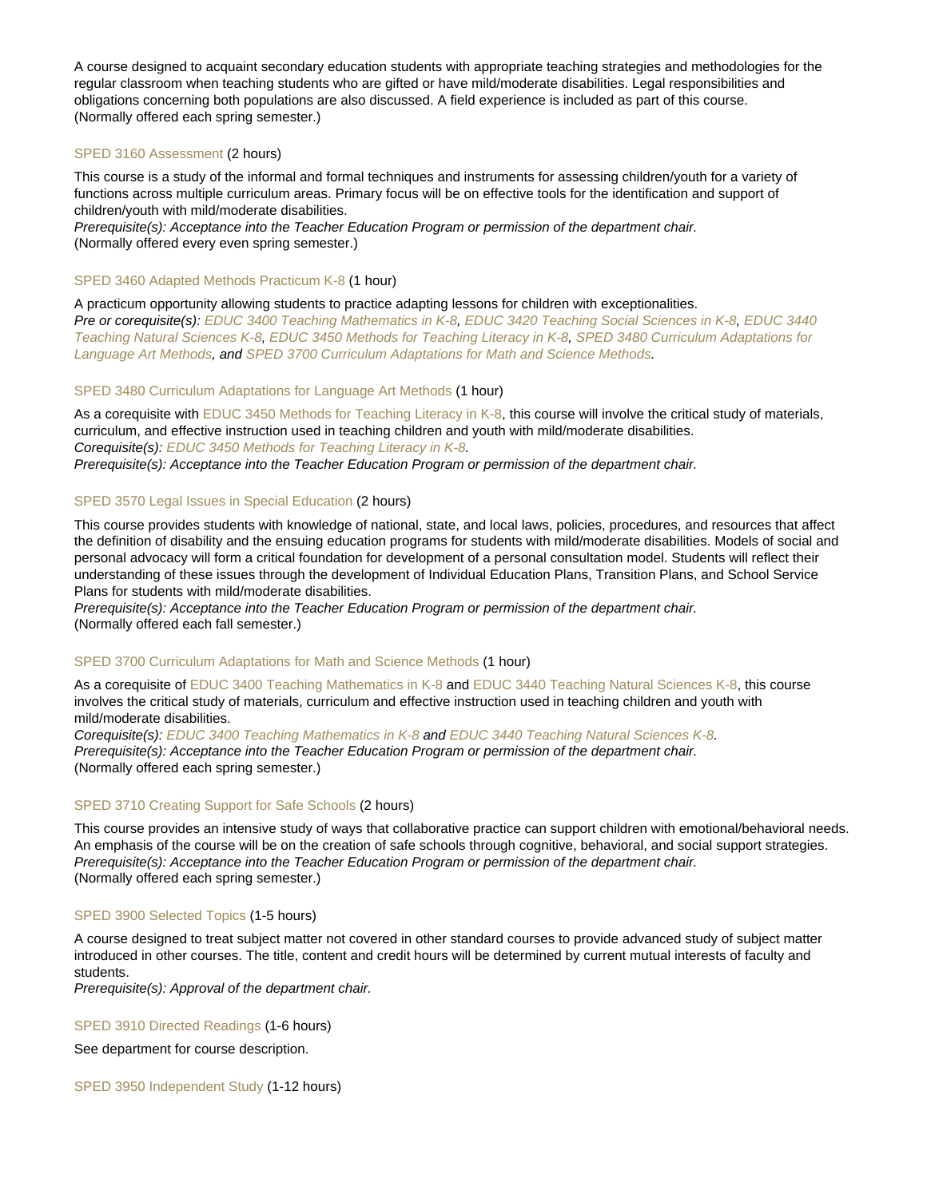A course designed to acquaint secondary education students with appropriate teaching strategies and methodologies for the regular classroom when teaching students who are gifted or have mild/moderate disabilities. Legal responsibilities and obligations concerning both populations are also discussed. A field experience is included as part of this course.
(Normally offered each spring semester.)

### SPED 3160 Assessment (2 hours)

This course is a study of the informal and formal techniques and instruments for assessing children/youth for a variety of functions across multiple curriculum areas. Primary focus will be on effective tools for the identification and support of children/youth with mild/moderate disabilities.
*Prerequisite(s): Acceptance into the Teacher Education Program or permission of the department chair.*
(Normally offered every even spring semester.)

### SPED 3460 Adapted Methods Practicum K-8 (1 hour)

A practicum opportunity allowing students to practice adapting lessons for children with exceptionalities.
*Pre or corequisite(s): EDUC 3400 Teaching Mathematics in K-8, EDUC 3420 Teaching Social Sciences in K-8, EDUC 3440 Teaching Natural Sciences K-8, EDUC 3450 Methods for Teaching Literacy in K-8, SPED 3480 Curriculum Adaptations for Language Art Methods, and SPED 3700 Curriculum Adaptations for Math and Science Methods.*

### SPED 3480 Curriculum Adaptations for Language Art Methods (1 hour)

As a corequisite with EDUC 3450 Methods for Teaching Literacy in K-8, this course will involve the critical study of materials, curriculum, and effective instruction used in teaching children and youth with mild/moderate disabilities.
*Corequisite(s): EDUC 3450 Methods for Teaching Literacy in K-8.*
*Prerequisite(s): Acceptance into the Teacher Education Program or permission of the department chair.*

### SPED 3570 Legal Issues in Special Education (2 hours)

This course provides students with knowledge of national, state, and local laws, policies, procedures, and resources that affect the definition of disability and the ensuing education programs for students with mild/moderate disabilities. Models of social and personal advocacy will form a critical foundation for development of a personal consultation model. Students will reflect their understanding of these issues through the development of Individual Education Plans, Transition Plans, and School Service Plans for students with mild/moderate disabilities.
*Prerequisite(s): Acceptance into the Teacher Education Program or permission of the department chair.*
(Normally offered each fall semester.)

### SPED 3700 Curriculum Adaptations for Math and Science Methods (1 hour)

As a corequisite of EDUC 3400 Teaching Mathematics in K-8 and EDUC 3440 Teaching Natural Sciences K-8, this course involves the critical study of materials, curriculum and effective instruction used in teaching children and youth with mild/moderate disabilities.
*Corequisite(s): EDUC 3400 Teaching Mathematics in K-8 and EDUC 3440 Teaching Natural Sciences K-8.*
*Prerequisite(s): Acceptance into the Teacher Education Program or permission of the department chair.*
(Normally offered each spring semester.)

### SPED 3710 Creating Support for Safe Schools (2 hours)

This course provides an intensive study of ways that collaborative practice can support children with emotional/behavioral needs. An emphasis of the course will be on the creation of safe schools through cognitive, behavioral, and social support strategies.
*Prerequisite(s): Acceptance into the Teacher Education Program or permission of the department chair.*
(Normally offered each spring semester.)

### SPED 3900 Selected Topics (1-5 hours)

A course designed to treat subject matter not covered in other standard courses to provide advanced study of subject matter introduced in other courses. The title, content and credit hours will be determined by current mutual interests of faculty and students.
*Prerequisite(s): Approval of the department chair.*

### SPED 3910 Directed Readings (1-6 hours)

See department for course description.

### SPED 3950 Independent Study (1-12 hours)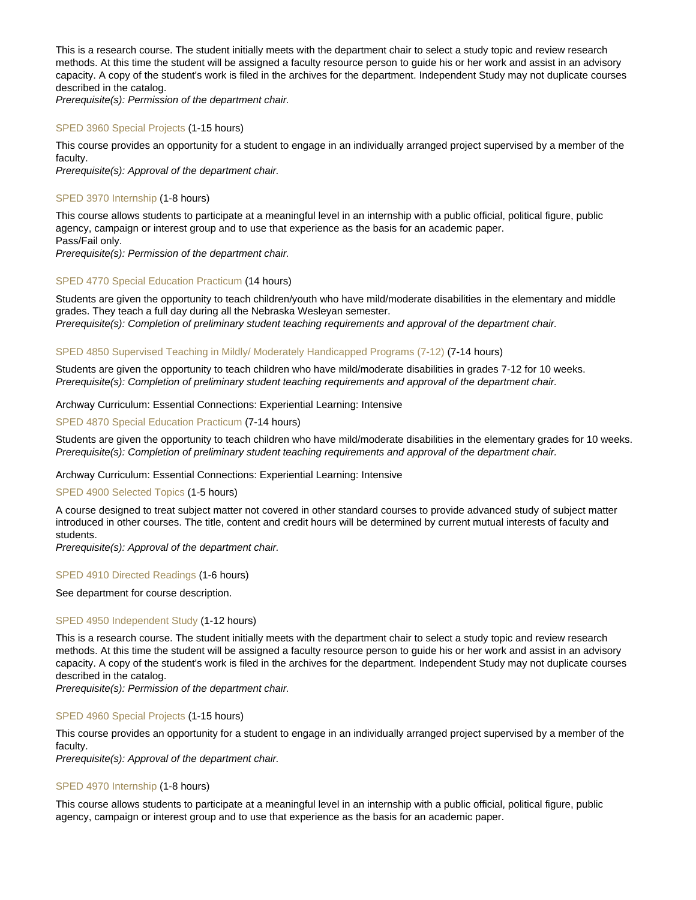This is a research course. The student initially meets with the department chair to select a study topic and review research methods. At this time the student will be assigned a faculty resource person to guide his or her work and assist in an advisory capacity. A copy of the student's work is filed in the archives for the department. Independent Study may not duplicate courses described in the catalog.
*Prerequisite(s): Permission of the department chair.*

### SPED 3960 Special Projects (1-15 hours)

This course provides an opportunity for a student to engage in an individually arranged project supervised by a member of the faculty.
*Prerequisite(s): Approval of the department chair.*

### SPED 3970 Internship (1-8 hours)

This course allows students to participate at a meaningful level in an internship with a public official, political figure, public agency, campaign or interest group and to use that experience as the basis for an academic paper.
Pass/Fail only.
*Prerequisite(s): Permission of the department chair.*

### SPED 4770 Special Education Practicum (14 hours)

Students are given the opportunity to teach children/youth who have mild/moderate disabilities in the elementary and middle grades. They teach a full day during all the Nebraska Wesleyan semester.
*Prerequisite(s): Completion of preliminary student teaching requirements and approval of the department chair.*

### SPED 4850 Supervised Teaching in Mildly/ Moderately Handicapped Programs (7-12) (7-14 hours)

Students are given the opportunity to teach children who have mild/moderate disabilities in grades 7-12 for 10 weeks.
*Prerequisite(s): Completion of preliminary student teaching requirements and approval of the department chair.*

Archway Curriculum: Essential Connections: Experiential Learning: Intensive

### SPED 4870 Special Education Practicum (7-14 hours)

Students are given the opportunity to teach children who have mild/moderate disabilities in the elementary grades for 10 weeks.
*Prerequisite(s): Completion of preliminary student teaching requirements and approval of the department chair.*

Archway Curriculum: Essential Connections: Experiential Learning: Intensive

### SPED 4900 Selected Topics (1-5 hours)

A course designed to treat subject matter not covered in other standard courses to provide advanced study of subject matter introduced in other courses. The title, content and credit hours will be determined by current mutual interests of faculty and students.
*Prerequisite(s): Approval of the department chair.*

### SPED 4910 Directed Readings (1-6 hours)

See department for course description.

### SPED 4950 Independent Study (1-12 hours)

This is a research course. The student initially meets with the department chair to select a study topic and review research methods. At this time the student will be assigned a faculty resource person to guide his or her work and assist in an advisory capacity. A copy of the student's work is filed in the archives for the department. Independent Study may not duplicate courses described in the catalog.
*Prerequisite(s): Permission of the department chair.*

### SPED 4960 Special Projects (1-15 hours)

This course provides an opportunity for a student to engage in an individually arranged project supervised by a member of the faculty.
*Prerequisite(s): Approval of the department chair.*

### SPED 4970 Internship (1-8 hours)

This course allows students to participate at a meaningful level in an internship with a public official, political figure, public agency, campaign or interest group and to use that experience as the basis for an academic paper.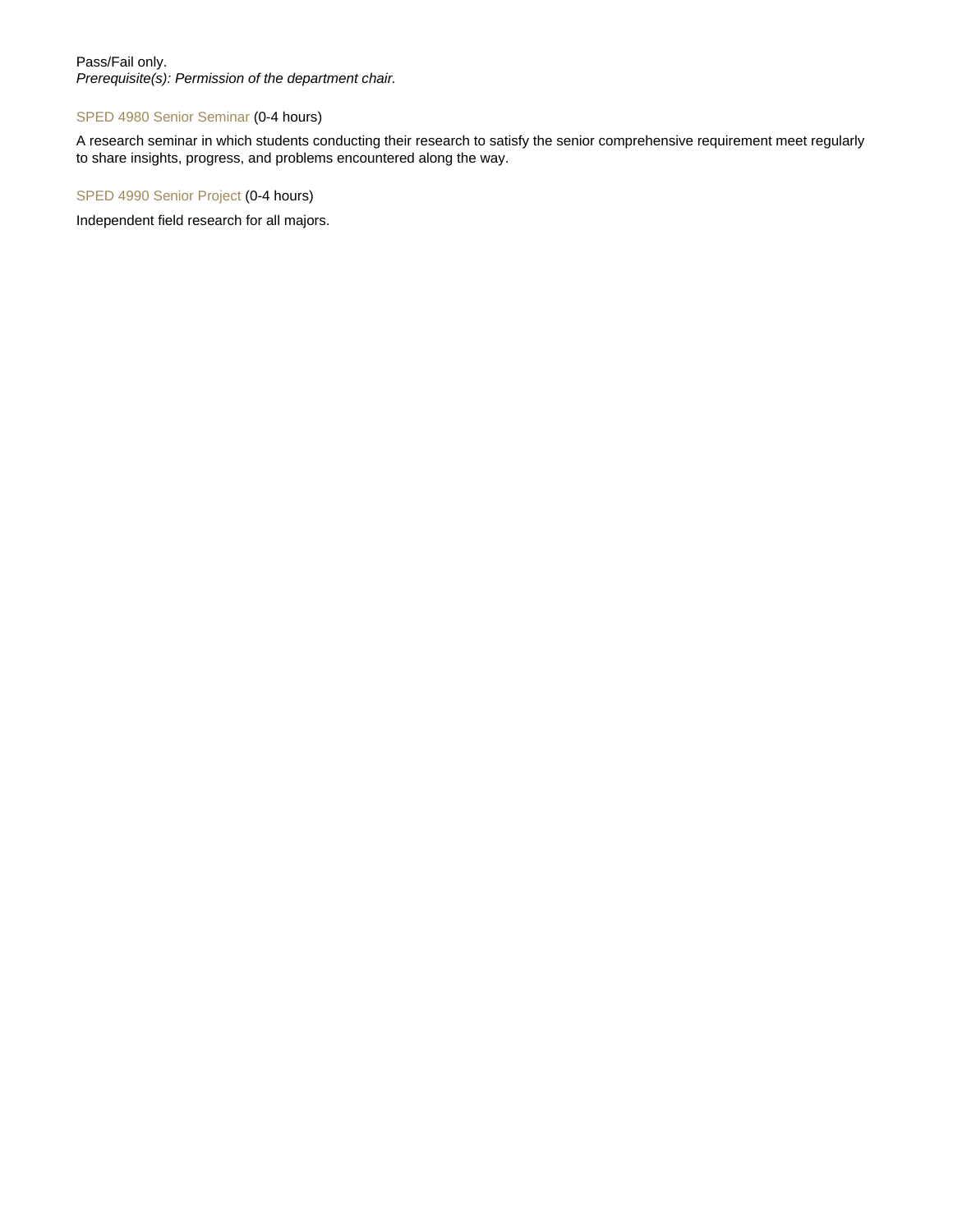Pass/Fail only.
*Prerequisite(s): Permission of the department chair.*

SPED 4980 Senior Seminar (0-4 hours)

A research seminar in which students conducting their research to satisfy the senior comprehensive requirement meet regularly to share insights, progress, and problems encountered along the way.

SPED 4990 Senior Project (0-4 hours)

Independent field research for all majors.